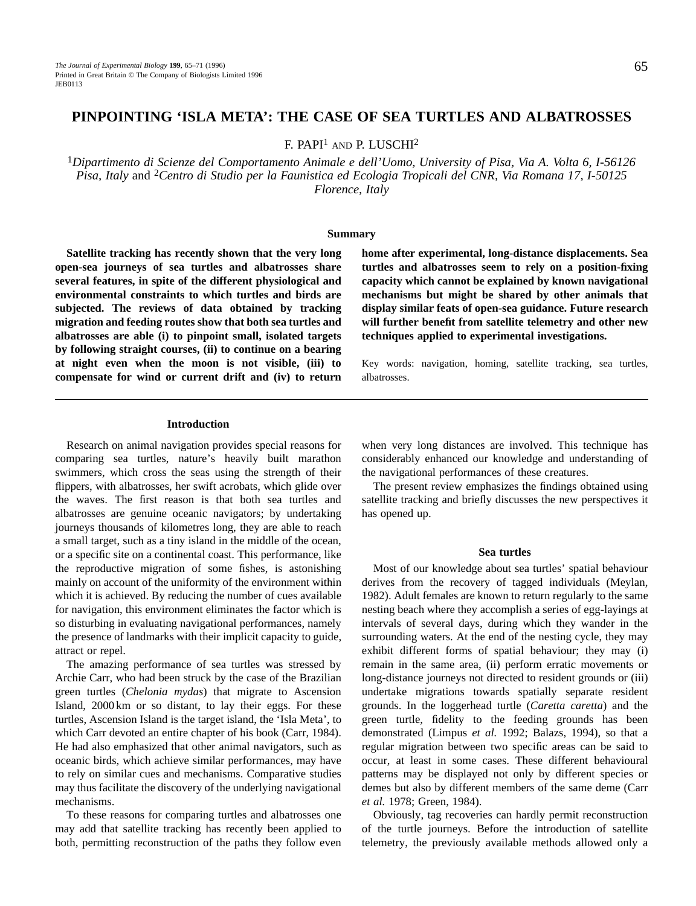# PINPOINTING 'ISLA META': THE CASE OF SEA TURTLES AND ALBATROSSES

F. PAPI[1] AND P. LUSCHI[2]

[1]*Dipartimento di Scienze del Comportamento Animale e dell'Uomo, University of Pisa, Via A. Volta 6, I-56126 Pisa, Italy* and [2]*Centro di Studio per la Faunistica ed Ecologia Tropicali del CNR, Via Romana 17, I-50125 Florence, Italy*

## Summary

**Satellite tracking has recently shown that the very long open-sea journeys of sea turtles and albatrosses share several features, in spite of the different physiological and environmental constraints to which turtles and birds are subjected. The reviews of data obtained by tracking migration and feeding routes show that both sea turtles and albatrosses are able (i) to pinpoint small, isolated targets by following straight courses, (ii) to continue on a bearing at night even when the moon is not visible, (iii) to compensate for wind or current drift and (iv) to return home after experimental, long-distance displacements. Sea turtles and albatrosses seem to rely on a position-fixing capacity which cannot be explained by known navigational mechanisms but might be shared by other animals that display similar feats of open-sea guidance. Future research will further benefit from satellite telemetry and other new techniques applied to experimental investigations.**

Key words: navigation, homing, satellite tracking, sea turtles, albatrosses.

## Introduction

Research on animal navigation provides special reasons for comparing sea turtles, nature's heavily built marathon swimmers, which cross the seas using the strength of their flippers, with albatrosses, her swift acrobats, which glide over the waves. The first reason is that both sea turtles and albatrosses are genuine oceanic navigators; by undertaking journeys thousands of kilometres long, they are able to reach a small target, such as a tiny island in the middle of the ocean, or a specific site on a continental coast. This performance, like the reproductive migration of some fishes, is astonishing mainly on account of the uniformity of the environment within which it is achieved. By reducing the number of cues available for navigation, this environment eliminates the factor which is so disturbing in evaluating navigational performances, namely the presence of landmarks with their implicit capacity to guide, attract or repel.

The amazing performance of sea turtles was stressed by Archie Carr, who had been struck by the case of the Brazilian green turtles (*Chelonia mydas*) that migrate to Ascension Island, 2000 km or so distant, to lay their eggs. For these turtles, Ascension Island is the target island, the 'Isla Meta', to which Carr devoted an entire chapter of his book (Carr, 1984). He had also emphasized that other animal navigators, such as oceanic birds, which achieve similar performances, may have to rely on similar cues and mechanisms. Comparative studies may thus facilitate the discovery of the underlying navigational mechanisms.

To these reasons for comparing turtles and albatrosses one may add that satellite tracking has recently been applied to both, permitting reconstruction of the paths they follow even when very long distances are involved. This technique has considerably enhanced our knowledge and understanding of the navigational performances of these creatures.

The present review emphasizes the findings obtained using satellite tracking and briefly discusses the new perspectives it has opened up.

## Sea turtles

Most of our knowledge about sea turtles' spatial behaviour derives from the recovery of tagged individuals (Meylan, 1982). Adult females are known to return regularly to the same nesting beach where they accomplish a series of egg-layings at intervals of several days, during which they wander in the surrounding waters. At the end of the nesting cycle, they may exhibit different forms of spatial behaviour; they may (i) remain in the same area, (ii) perform erratic movements or long-distance journeys not directed to resident grounds or (iii) undertake migrations towards spatially separate resident grounds. In the loggerhead turtle (*Caretta caretta*) and the green turtle, fidelity to the feeding grounds has been demonstrated (Limpus *et al.* 1992; Balazs, 1994), so that a regular migration between two specific areas can be said to occur, at least in some cases. These different behavioural patterns may be displayed not only by different species or demes but also by different members of the same deme (Carr *et al.* 1978; Green, 1984).

Obviously, tag recoveries can hardly permit reconstruction of the turtle journeys. Before the introduction of satellite telemetry, the previously available methods allowed only a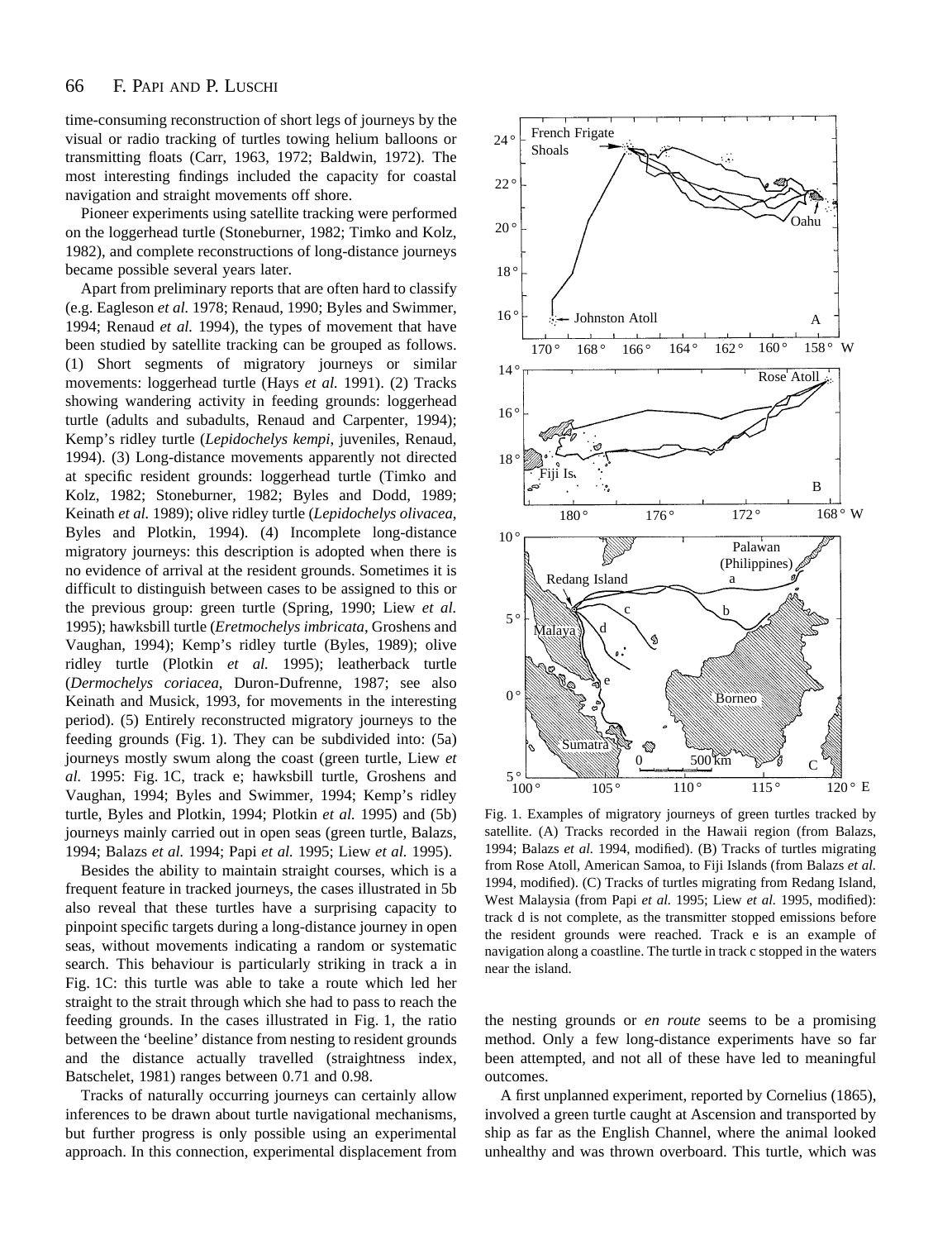time-consuming reconstruction of short legs of journeys by the visual or radio tracking of turtles towing helium balloons or transmitting floats (Carr, 1963, 1972; Baldwin, 1972). The most interesting findings included the capacity for coastal navigation and straight movements off shore.

Pioneer experiments using satellite tracking were performed on the loggerhead turtle (Stoneburner, 1982; Timko and Kolz, 1982), and complete reconstructions of long-distance journeys became possible several years later.

Apart from preliminary reports that are often hard to classify (e.g. Eagleson *et al.* 1978; Renaud, 1990; Byles and Swimmer, 1994; Renaud *et al.* 1994), the types of movement that have been studied by satellite tracking can be grouped as follows. (1) Short segments of migratory journeys or similar movements: loggerhead turtle (Hays *et al.* 1991). (2) Tracks showing wandering activity in feeding grounds: loggerhead turtle (adults and subadults, Renaud and Carpenter, 1994); Kemp's ridley turtle (*Lepidochelys kempi*, juveniles, Renaud, 1994). (3) Long-distance movements apparently not directed at specific resident grounds: loggerhead turtle (Timko and Kolz, 1982; Stoneburner, 1982; Byles and Dodd, 1989; Keinath *et al.* 1989); olive ridley turtle (*Lepidochelys olivacea*, Byles and Plotkin, 1994). (4) Incomplete long-distance migratory journeys: this description is adopted when there is no evidence of arrival at the resident grounds. Sometimes it is difficult to distinguish between cases to be assigned to this or the previous group: green turtle (Spring, 1990; Liew *et al.* 1995); hawksbill turtle (*Eretmochelys imbricata*, Groshens and Vaughan, 1994); Kemp's ridley turtle (Byles, 1989); olive ridley turtle (Plotkin *et al.* 1995); leatherback turtle (*Dermochelys coriacea*, Duron-Dufrenne, 1987; see also Keinath and Musick, 1993, for movements in the interesting period). (5) Entirely reconstructed migratory journeys to the feeding grounds (Fig. 1). They can be subdivided into: (5a) journeys mostly swum along the coast (green turtle, Liew *et al.* 1995: Fig. 1C, track e; hawksbill turtle, Groshens and Vaughan, 1994; Byles and Swimmer, 1994; Kemp's ridley turtle, Byles and Plotkin, 1994; Plotkin *et al.* 1995) and (5b) journeys mainly carried out in open seas (green turtle, Balazs, 1994; Balazs *et al.* 1994; Papi *et al.* 1995; Liew *et al.* 1995).

Besides the ability to maintain straight courses, which is a frequent feature in tracked journeys, the cases illustrated in 5b also reveal that these turtles have a surprising capacity to pinpoint specific targets during a long-distance journey in open seas, without movements indicating a random or systematic search. This behaviour is particularly striking in track a in Fig. 1C: this turtle was able to take a route which led her straight to the strait through which she had to pass to reach the feeding grounds. In the cases illustrated in Fig. 1, the ratio between the 'beeline' distance from nesting to resident grounds and the distance actually travelled (straightness index, Batschelet, 1981) ranges between 0.71 and 0.98.

Tracks of naturally occurring journeys can certainly allow inferences to be drawn about turtle navigational mechanisms, but further progress is only possible using an experimental approach. In this connection, experimental displacement from the nesting grounds or *en route* seems to be a promising method. Only a few long-distance experiments have so far been attempted, and not all of these have led to meaningful outcomes.

Fig. 1. Examples of migratory journeys of green turtles tracked by satellite. (A) Tracks recorded in the Hawaii region (from Balazs, 1994; Balazs *et al.* 1994, modified). (B) Tracks of turtles migrating from Rose Atoll, American Samoa, to Fiji Islands (from Balazs *et al.* 1994, modified). (C) Tracks of turtles migrating from Redang Island, West Malaysia (from Papi *et al.* 1995; Liew *et al.* 1995, modified): track d is not complete, as the transmitter stopped emissions before the resident grounds were reached. Track e is an example of navigation along a coastline. The turtle in track c stopped in the waters near the island.

A first unplanned experiment, reported by Cornelius (1865), involved a green turtle caught at Ascension and transported by ship as far as the English Channel, where the animal looked unhealthy and was thrown overboard. This turtle, which was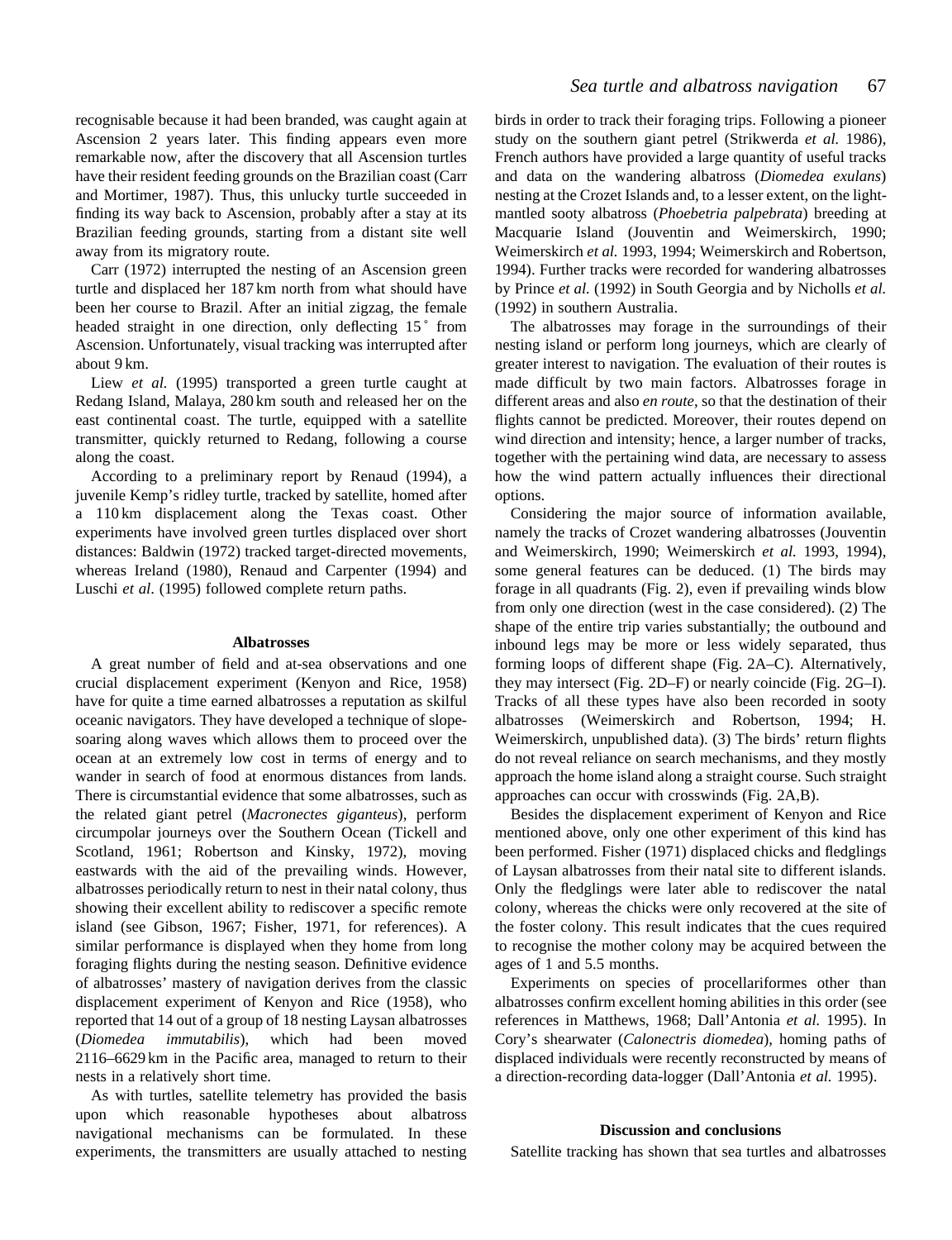recognisable because it had been branded, was caught again at Ascension 2 years later. This finding appears even more remarkable now, after the discovery that all Ascension turtles have their resident feeding grounds on the Brazilian coast (Carr and Mortimer, 1987). Thus, this unlucky turtle succeeded in finding its way back to Ascension, probably after a stay at its Brazilian feeding grounds, starting from a distant site well away from its migratory route.

Carr (1972) interrupted the nesting of an Ascension green turtle and displaced her 187 km north from what should have been her course to Brazil. After an initial zigzag, the female headed straight in one direction, only deflecting 15 ˚ from Ascension. Unfortunately, visual tracking was interrupted after about 9 km.

Liew *et al.* (1995) transported a green turtle caught at Redang Island, Malaya, 280 km south and released her on the east continental coast. The turtle, equipped with a satellite transmitter, quickly returned to Redang, following a course along the coast.

According to a preliminary report by Renaud (1994), a juvenile Kemp's ridley turtle, tracked by satellite, homed after a 110 km displacement along the Texas coast. Other experiments have involved green turtles displaced over short distances: Baldwin (1972) tracked target-directed movements, whereas Ireland (1980), Renaud and Carpenter (1994) and Luschi *et al*. (1995) followed complete return paths.

### Albatrosses

A great number of field and at-sea observations and one crucial displacement experiment (Kenyon and Rice, 1958) have for quite a time earned albatrosses a reputation as skilful oceanic navigators. They have developed a technique of slope-soaring along waves which allows them to proceed over the ocean at an extremely low cost in terms of energy and to wander in search of food at enormous distances from lands. There is circumstantial evidence that some albatrosses, such as the related giant petrel (*Macronectes giganteus*), perform circumpolar journeys over the Southern Ocean (Tickell and Scotland, 1961; Robertson and Kinsky, 1972), moving eastwards with the aid of the prevailing winds. However, albatrosses periodically return to nest in their natal colony, thus showing their excellent ability to rediscover a specific remote island (see Gibson, 1967; Fisher, 1971, for references). A similar performance is displayed when they home from long foraging flights during the nesting season. Definitive evidence of albatrosses' mastery of navigation derives from the classic displacement experiment of Kenyon and Rice (1958), who reported that 14 out of a group of 18 nesting Laysan albatrosses (*Diomedea immutabilis*), which had been moved 2116–6629 km in the Pacific area, managed to return to their nests in a relatively short time.

As with turtles, satellite telemetry has provided the basis upon which reasonable hypotheses about albatross navigational mechanisms can be formulated. In these experiments, the transmitters are usually attached to nesting birds in order to track their foraging trips. Following a pioneer study on the southern giant petrel (Strikwerda *et al.* 1986), French authors have provided a large quantity of useful tracks and data on the wandering albatross (*Diomedea exulans*) nesting at the Crozet Islands and, to a lesser extent, on the light-mantled sooty albatross (*Phoebetria palpebrata*) breeding at Macquarie Island (Jouventin and Weimerskirch, 1990; Weimerskirch *et al.* 1993, 1994; Weimerskirch and Robertson, 1994). Further tracks were recorded for wandering albatrosses by Prince *et al.* (1992) in South Georgia and by Nicholls *et al.* (1992) in southern Australia.

The albatrosses may forage in the surroundings of their nesting island or perform long journeys, which are clearly of greater interest to navigation. The evaluation of their routes is made difficult by two main factors. Albatrosses forage in different areas and also *en route*, so that the destination of their flights cannot be predicted. Moreover, their routes depend on wind direction and intensity; hence, a larger number of tracks, together with the pertaining wind data, are necessary to assess how the wind pattern actually influences their directional options.

Considering the major source of information available, namely the tracks of Crozet wandering albatrosses (Jouventin and Weimerskirch, 1990; Weimerskirch *et al.* 1993, 1994), some general features can be deduced. (1) The birds may forage in all quadrants (Fig. 2), even if prevailing winds blow from only one direction (west in the case considered). (2) The shape of the entire trip varies substantially; the outbound and inbound legs may be more or less widely separated, thus forming loops of different shape (Fig. 2A–C). Alternatively, they may intersect (Fig. 2D–F) or nearly coincide (Fig. 2G–I). Tracks of all these types have also been recorded in sooty albatrosses (Weimerskirch and Robertson, 1994; H. Weimerskirch, unpublished data). (3) The birds' return flights do not reveal reliance on search mechanisms, and they mostly approach the home island along a straight course. Such straight approaches can occur with crosswinds (Fig. 2A,B).

Besides the displacement experiment of Kenyon and Rice mentioned above, only one other experiment of this kind has been performed. Fisher (1971) displaced chicks and fledglings of Laysan albatrosses from their natal site to different islands. Only the fledglings were later able to rediscover the natal colony, whereas the chicks were only recovered at the site of the foster colony. This result indicates that the cues required to recognise the mother colony may be acquired between the ages of 1 and 5.5 months.

Experiments on species of procellariformes other than albatrosses confirm excellent homing abilities in this order (see references in Matthews, 1968; Dall'Antonia *et al.* 1995). In Cory's shearwater (*Calonectris diomedea*), homing paths of displaced individuals were recently reconstructed by means of a direction-recording data-logger (Dall'Antonia *et al.* 1995).

## Discussion and conclusions

Satellite tracking has shown that sea turtles and albatrosses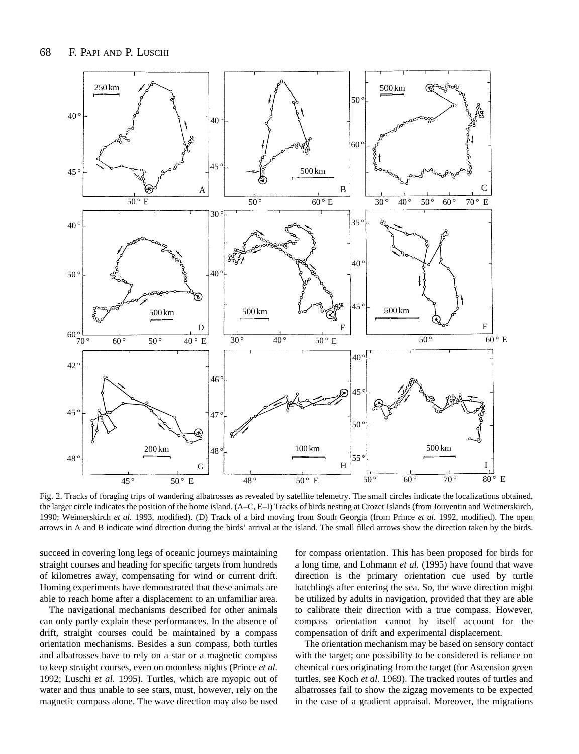Fig. 2. Tracks of foraging trips of wandering albatrosses as revealed by satellite telemetry. The small circles indicate the localizations obtained, the larger circle indicates the position of the home island. (A–C, E–I) Tracks of birds nesting at Crozet Islands (from Jouventin and Weimerskirch, 1990; Weimerskirch *et al.* 1993, modified). (D) Track of a bird moving from South Georgia (from Prince *et al.* 1992, modified). The open arrows in A and B indicate wind direction during the birds' arrival at the island. The small filled arrows show the direction taken by the birds.

succeed in covering long legs of oceanic journeys maintaining straight courses and heading for specific targets from hundreds of kilometres away, compensating for wind or current drift. Homing experiments have demonstrated that these animals are able to reach home after a displacement to an unfamiliar area.

The navigational mechanisms described for other animals can only partly explain these performances. In the absence of drift, straight courses could be maintained by a compass orientation mechanisms. Besides a sun compass, both turtles and albatrosses have to rely on a star or a magnetic compass to keep straight courses, even on moonless nights (Prince *et al.* 1992; Luschi *et al.* 1995). Turtles, which are myopic out of water and thus unable to see stars, must, however, rely on the magnetic compass alone. The wave direction may also be used for compass orientation. This has been proposed for birds for a long time, and Lohmann *et al.* (1995) have found that wave direction is the primary orientation cue used by turtle hatchlings after entering the sea. So, the wave direction might be utilized by adults in navigation, provided that they are able to calibrate their direction with a true compass. However, compass orientation cannot by itself account for the compensation of drift and experimental displacement.

The orientation mechanism may be based on sensory contact with the target; one possibility to be considered is reliance on chemical cues originating from the target (for Ascension green turtles, see Koch *et al.* 1969). The tracked routes of turtles and albatrosses fail to show the zigzag movements to be expected in the case of a gradient appraisal. Moreover, the migrations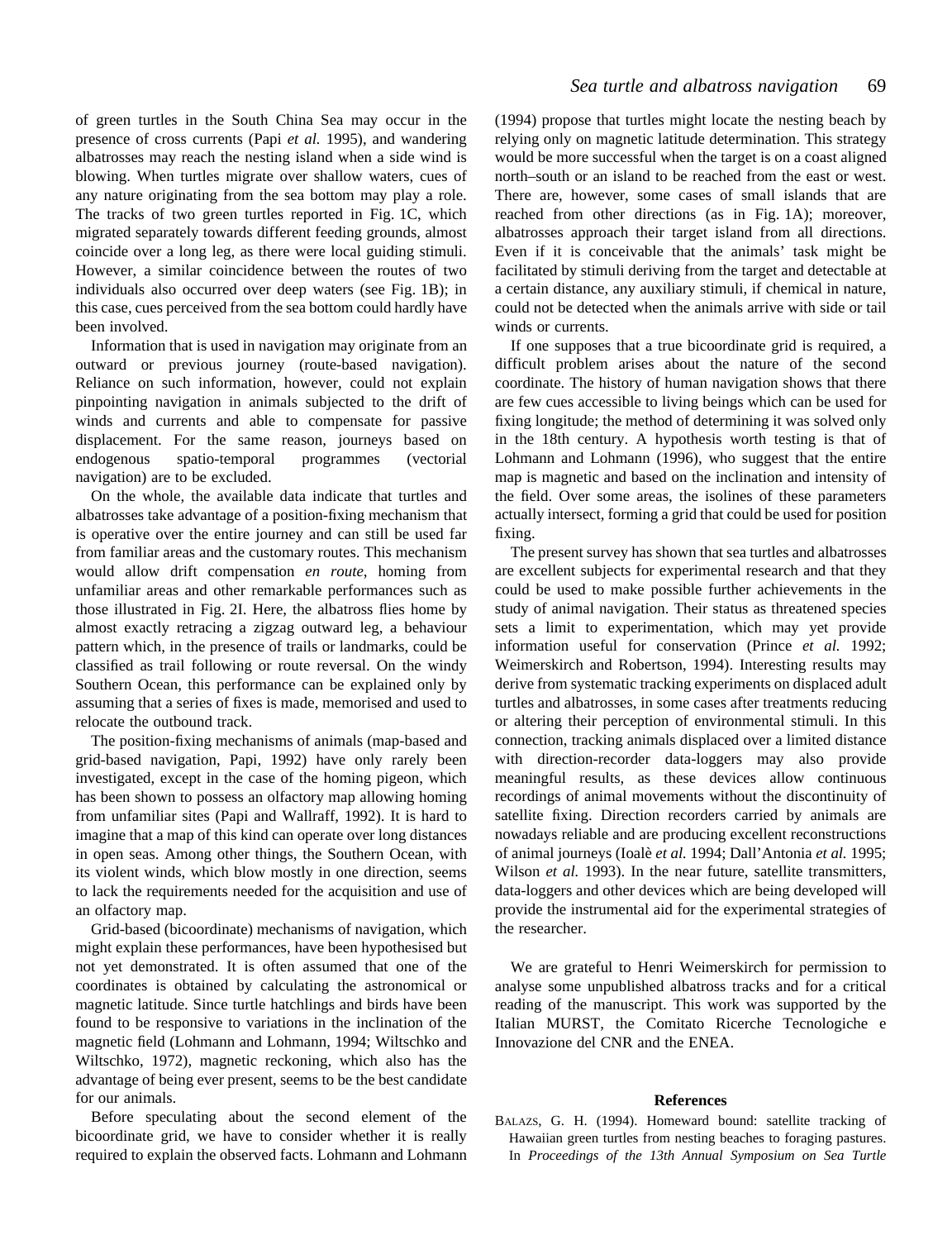of green turtles in the South China Sea may occur in the presence of cross currents (Papi *et al.* 1995), and wandering albatrosses may reach the nesting island when a side wind is blowing. When turtles migrate over shallow waters, cues of any nature originating from the sea bottom may play a role. The tracks of two green turtles reported in Fig. 1C, which migrated separately towards different feeding grounds, almost coincide over a long leg, as there were local guiding stimuli. However, a similar coincidence between the routes of two individuals also occurred over deep waters (see Fig. 1B); in this case, cues perceived from the sea bottom could hardly have been involved.

Information that is used in navigation may originate from an outward or previous journey (route-based navigation). Reliance on such information, however, could not explain pinpointing navigation in animals subjected to the drift of winds and currents and able to compensate for passive displacement. For the same reason, journeys based on endogenous spatio-temporal programmes (vectorial navigation) are to be excluded.

On the whole, the available data indicate that turtles and albatrosses take advantage of a position-fixing mechanism that is operative over the entire journey and can still be used far from familiar areas and the customary routes. This mechanism would allow drift compensation *en route*, homing from unfamiliar areas and other remarkable performances such as those illustrated in Fig. 2I. Here, the albatross flies home by almost exactly retracing a zigzag outward leg, a behaviour pattern which, in the presence of trails or landmarks, could be classified as trail following or route reversal. On the windy Southern Ocean, this performance can be explained only by assuming that a series of fixes is made, memorised and used to relocate the outbound track.

The position-fixing mechanisms of animals (map-based and grid-based navigation, Papi, 1992) have only rarely been investigated, except in the case of the homing pigeon, which has been shown to possess an olfactory map allowing homing from unfamiliar sites (Papi and Wallraff, 1992). It is hard to imagine that a map of this kind can operate over long distances in open seas. Among other things, the Southern Ocean, with its violent winds, which blow mostly in one direction, seems to lack the requirements needed for the acquisition and use of an olfactory map.

Grid-based (bicoordinate) mechanisms of navigation, which might explain these performances, have been hypothesised but not yet demonstrated. It is often assumed that one of the coordinates is obtained by calculating the astronomical or magnetic latitude. Since turtle hatchlings and birds have been found to be responsive to variations in the inclination of the magnetic field (Lohmann and Lohmann, 1994; Wiltschko and Wiltschko, 1972), magnetic reckoning, which also has the advantage of being ever present, seems to be the best candidate for our animals.

Before speculating about the second element of the bicoordinate grid, we have to consider whether it is really required to explain the observed facts. Lohmann and Lohmann (1994) propose that turtles might locate the nesting beach by relying only on magnetic latitude determination. This strategy would be more successful when the target is on a coast aligned north–south or an island to be reached from the east or west. There are, however, some cases of small islands that are reached from other directions (as in Fig. 1A); moreover, albatrosses approach their target island from all directions. Even if it is conceivable that the animals' task might be facilitated by stimuli deriving from the target and detectable at a certain distance, any auxiliary stimuli, if chemical in nature, could not be detected when the animals arrive with side or tail winds or currents.

If one supposes that a true bicoordinate grid is required, a difficult problem arises about the nature of the second coordinate. The history of human navigation shows that there are few cues accessible to living beings which can be used for fixing longitude; the method of determining it was solved only in the 18th century. A hypothesis worth testing is that of Lohmann and Lohmann (1996), who suggest that the entire map is magnetic and based on the inclination and intensity of the field. Over some areas, the isolines of these parameters actually intersect, forming a grid that could be used for position fixing.

The present survey has shown that sea turtles and albatrosses are excellent subjects for experimental research and that they could be used to make possible further achievements in the study of animal navigation. Their status as threatened species sets a limit to experimentation, which may yet provide information useful for conservation (Prince *et al.* 1992; Weimerskirch and Robertson, 1994). Interesting results may derive from systematic tracking experiments on displaced adult turtles and albatrosses, in some cases after treatments reducing or altering their perception of environmental stimuli. In this connection, tracking animals displaced over a limited distance with direction-recorder data-loggers may also provide meaningful results, as these devices allow continuous recordings of animal movements without the discontinuity of satellite fixing. Direction recorders carried by animals are nowadays reliable and are producing excellent reconstructions of animal journeys (Ioalè *et al.* 1994; Dall'Antonia *et al.* 1995; Wilson *et al.* 1993). In the near future, satellite transmitters, data-loggers and other devices which are being developed will provide the instrumental aid for the experimental strategies of the researcher.

We are grateful to Henri Weimerskirch for permission to analyse some unpublished albatross tracks and for a critical reading of the manuscript. This work was supported by the Italian MURST, the Comitato Ricerche Tecnologiche e Innovazione del CNR and the ENEA.

## References

BALAZS, G. H. (1994). Homeward bound: satellite tracking of Hawaiian green turtles from nesting beaches to foraging pastures. In *Proceedings of the 13th Annual Symposium on Sea Turtle*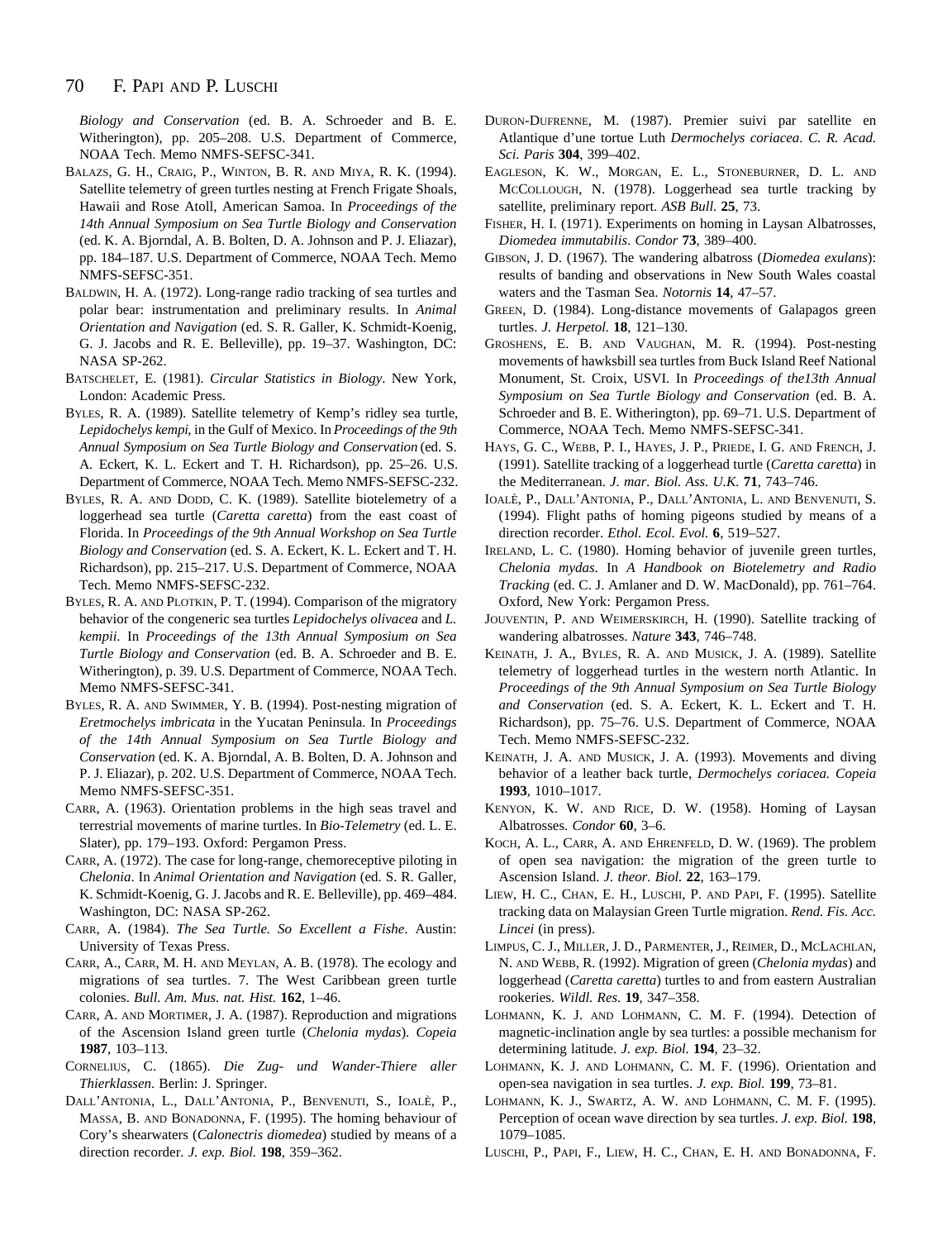*Biology and Conservation* (ed. B. A. Schroeder and B. E. Witherington), pp. 205–208. U.S. Department of Commerce, NOAA Tech. Memo NMFS-SEFSC-341.

BALAZS, G. H., CRAIG, P., WINTON, B. R. AND MIYA, R. K. (1994). Satellite telemetry of green turtles nesting at French Frigate Shoals, Hawaii and Rose Atoll, American Samoa. In *Proceedings of the 14th Annual Symposium on Sea Turtle Biology and Conservation* (ed. K. A. Bjorndal, A. B. Bolten, D. A. Johnson and P. J. Eliazar), pp. 184–187. U.S. Department of Commerce, NOAA Tech. Memo NMFS-SEFSC-351.

BALDWIN, H. A. (1972). Long-range radio tracking of sea turtles and polar bear: instrumentation and preliminary results. In *Animal Orientation and Navigation* (ed. S. R. Galler, K. Schmidt-Koenig, G. J. Jacobs and R. E. Belleville), pp. 19–37. Washington, DC: NASA SP-262.

BATSCHELET, E. (1981). *Circular Statistics in Biology*. New York, London: Academic Press.

BYLES, R. A. (1989). Satellite telemetry of Kemp's ridley sea turtle, *Lepidochelys kempi*, in the Gulf of Mexico. In *Proceedings of the 9th Annual Symposium on Sea Turtle Biology and Conservation* (ed. S. A. Eckert, K. L. Eckert and T. H. Richardson), pp. 25–26. U.S. Department of Commerce, NOAA Tech. Memo NMFS-SEFSC-232.

BYLES, R. A. AND DODD, C. K. (1989). Satellite biotelemetry of a loggerhead sea turtle (*Caretta caretta*) from the east coast of Florida. In *Proceedings of the 9th Annual Workshop on Sea Turtle Biology and Conservation* (ed. S. A. Eckert, K. L. Eckert and T. H. Richardson), pp. 215–217. U.S. Department of Commerce, NOAA Tech. Memo NMFS-SEFSC-232.

BYLES, R. A. AND PLOTKIN, P. T. (1994). Comparison of the migratory behavior of the congeneric sea turtles *Lepidochelys olivacea* and *L. kempii*. In *Proceedings of the 13th Annual Symposium on Sea Turtle Biology and Conservation* (ed. B. A. Schroeder and B. E. Witherington), p. 39. U.S. Department of Commerce, NOAA Tech. Memo NMFS-SEFSC-341.

BYLES, R. A. AND SWIMMER, Y. B. (1994). Post-nesting migration of *Eretmochelys imbricata* in the Yucatan Peninsula. In *Proceedings of the 14th Annual Symposium on Sea Turtle Biology and Conservation* (ed. K. A. Bjorndal, A. B. Bolten, D. A. Johnson and P. J. Eliazar), p. 202. U.S. Department of Commerce, NOAA Tech. Memo NMFS-SEFSC-351.

CARR, A. (1963). Orientation problems in the high seas travel and terrestrial movements of marine turtles. In *Bio-Telemetry* (ed. L. E. Slater), pp. 179–193. Oxford: Pergamon Press.

CARR, A. (1972). The case for long-range, chemoreceptive piloting in *Chelonia*. In *Animal Orientation and Navigation* (ed. S. R. Galler, K. Schmidt-Koenig, G. J. Jacobs and R. E. Belleville), pp. 469–484. Washington, DC: NASA SP-262.

CARR, A. (1984). *The Sea Turtle. So Excellent a Fishe*. Austin: University of Texas Press.

CARR, A., CARR, M. H. AND MEYLAN, A. B. (1978). The ecology and migrations of sea turtles. 7. The West Caribbean green turtle colonies. *Bull. Am. Mus. nat. Hist.* **162**, 1–46.

CARR, A. AND MORTIMER, J. A. (1987). Reproduction and migrations of the Ascension Island green turtle (*Chelonia mydas*). *Copeia* **1987**, 103–113.

CORNELIUS, C. (1865). *Die Zug- und Wander-Thiere aller Thierklassen*. Berlin: J. Springer.

DALL'ANTONIA, L., DALL'ANTONIA, P., BENVENUTI, S., IOALÈ, P., MASSA, B. AND BONADONNA, F. (1995). The homing behaviour of Cory's shearwaters (*Calonectris diomedea*) studied by means of a direction recorder. *J. exp. Biol.* **198**, 359–362.

DURON-DUFRENNE, M. (1987). Premier suivi par satellite en Atlantique d'une tortue Luth *Dermochelys coriacea*. *C. R. Acad. Sci. Paris* **304**, 399–402.

EAGLESON, K. W., MORGAN, E. L., STONEBURNER, D. L. AND MCCOLLOUGH, N. (1978). Loggerhead sea turtle tracking by satellite, preliminary report. *ASB Bull.* **25**, 73.

FISHER, H. I. (1971). Experiments on homing in Laysan Albatrosses, *Diomedea immutabilis*. *Condor* **73**, 389–400.

GIBSON, J. D. (1967). The wandering albatross (*Diomedea exulans*): results of banding and observations in New South Wales coastal waters and the Tasman Sea. *Notornis* **14**, 47–57.

GREEN, D. (1984). Long-distance movements of Galapagos green turtles. *J. Herpetol.* **18**, 121–130.

GROSHENS, E. B. AND VAUGHAN, M. R. (1994). Post-nesting movements of hawksbill sea turtles from Buck Island Reef National Monument, St. Croix, USVI. In *Proceedings of the13th Annual Symposium on Sea Turtle Biology and Conservation* (ed. B. A. Schroeder and B. E. Witherington), pp. 69–71. U.S. Department of Commerce, NOAA Tech. Memo NMFS-SEFSC-341.

HAYS, G. C., WEBB, P. I., HAYES, J. P., PRIEDE, I. G. AND FRENCH, J. (1991). Satellite tracking of a loggerhead turtle (*Caretta caretta*) in the Mediterranean. *J. mar. Biol. Ass. U.K.* **71**, 743–746.

IOALÈ, P., DALL'ANTONIA, P., DALL'ANTONIA, L. AND BENVENUTI, S. (1994). Flight paths of homing pigeons studied by means of a direction recorder. *Ethol. Ecol. Evol.* **6**, 519–527.

IRELAND, L. C. (1980). Homing behavior of juvenile green turtles, *Chelonia mydas*. In *A Handbook on Biotelemetry and Radio Tracking* (ed. C. J. Amlaner and D. W. MacDonald), pp. 761–764. Oxford, New York: Pergamon Press.

JOUVENTIN, P. AND WEIMERSKIRCH, H. (1990). Satellite tracking of wandering albatrosses. *Nature* **343**, 746–748.

KEINATH, J. A., BYLES, R. A. AND MUSICK, J. A. (1989). Satellite telemetry of loggerhead turtles in the western north Atlantic. In *Proceedings of the 9th Annual Symposium on Sea Turtle Biology and Conservation* (ed. S. A. Eckert, K. L. Eckert and T. H. Richardson), pp. 75–76. U.S. Department of Commerce, NOAA Tech. Memo NMFS-SEFSC-232.

KEINATH, J. A. AND MUSICK, J. A. (1993). Movements and diving behavior of a leather back turtle, *Dermochelys coriacea*. *Copeia* **1993**, 1010–1017.

KENYON, K. W. AND RICE, D. W. (1958). Homing of Laysan Albatrosses. *Condor* **60**, 3–6.

KOCH, A. L., CARR, A. AND EHRENFELD, D. W. (1969). The problem of open sea navigation: the migration of the green turtle to Ascension Island. *J. theor. Biol.* **22**, 163–179.

LIEW, H. C., CHAN, E. H., LUSCHI, P. AND PAPI, F. (1995). Satellite tracking data on Malaysian Green Turtle migration. *Rend. Fis. Acc. Lincei* (in press).

LIMPUS, C. J., MILLER, J. D., PARMENTER, J., REIMER, D., MCLACHLAN, N. AND WEBB, R. (1992). Migration of green (*Chelonia mydas*) and loggerhead (*Caretta caretta*) turtles to and from eastern Australian rookeries. *Wildl. Res.* **19**, 347–358.

LOHMANN, K. J. AND LOHMANN, C. M. F. (1994). Detection of magnetic-inclination angle by sea turtles: a possible mechanism for determining latitude. *J. exp. Biol.* **194**, 23–32.

LOHMANN, K. J. AND LOHMANN, C. M. F. (1996). Orientation and open-sea navigation in sea turtles. *J. exp. Biol.* **199**, 73–81.

LOHMANN, K. J., SWARTZ, A. W. AND LOHMANN, C. M. F. (1995). Perception of ocean wave direction by sea turtles. *J. exp. Biol.* **198**, 1079–1085.

LUSCHI, P., PAPI, F., LIEW, H. C., CHAN, E. H. AND BONADONNA, F.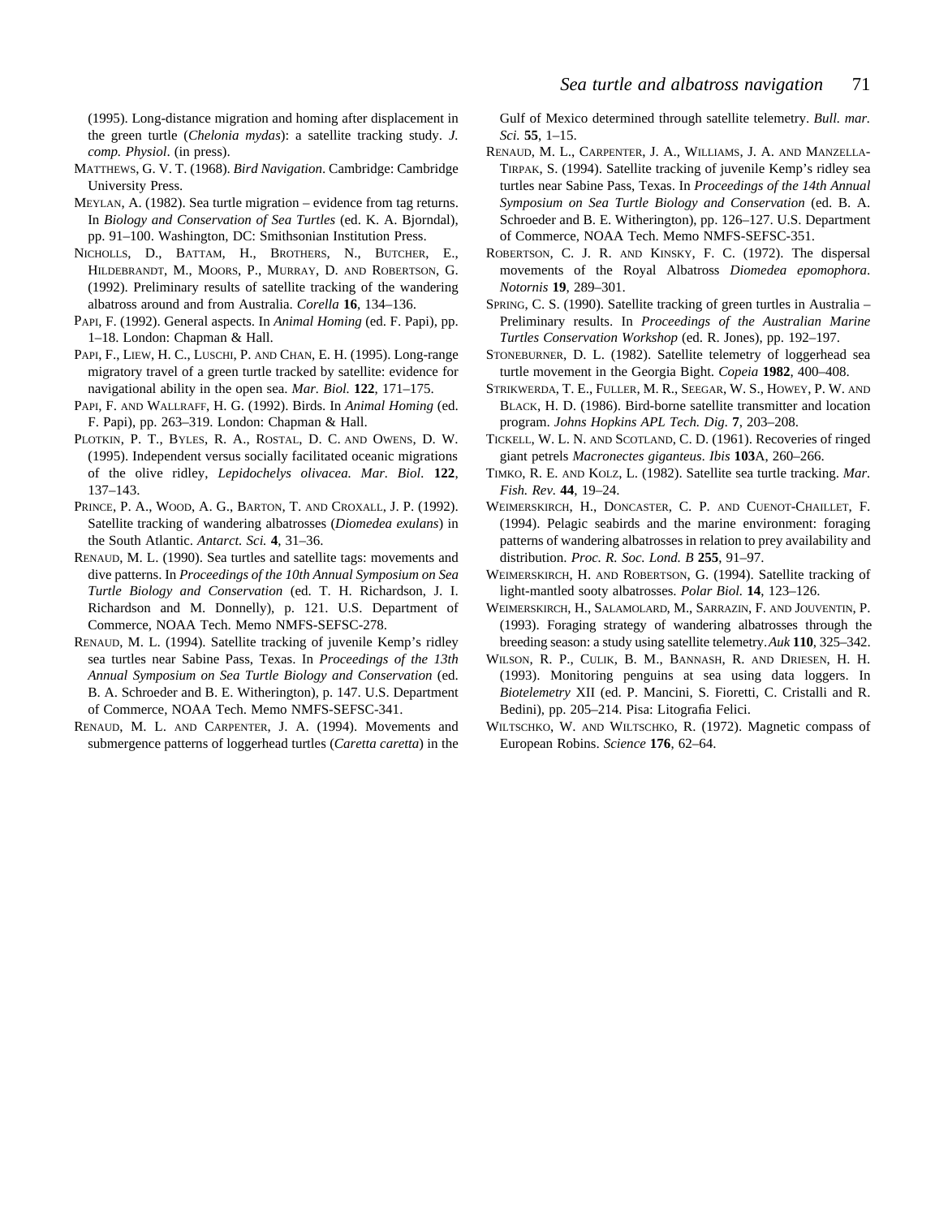(1995). Long-distance migration and homing after displacement in the green turtle (*Chelonia mydas*): a satellite tracking study. *J. comp. Physiol*. (in press).

MATTHEWS, G. V. T. (1968). *Bird Navigation*. Cambridge: Cambridge University Press.

MEYLAN, A. (1982). Sea turtle migration – evidence from tag returns. In *Biology and Conservation of Sea Turtles* (ed. K. A. Bjorndal), pp. 91–100. Washington, DC: Smithsonian Institution Press.

NICHOLLS, D., BATTAM, H., BROTHERS, N., BUTCHER, E., HILDEBRANDT, M., MOORS, P., MURRAY, D. AND ROBERTSON, G. (1992). Preliminary results of satellite tracking of the wandering albatross around and from Australia. *Corella* **16**, 134–136.

PAPI, F. (1992). General aspects. In *Animal Homing* (ed. F. Papi), pp. 1–18. London: Chapman & Hall.

PAPI, F., LIEW, H. C., LUSCHI, P. AND CHAN, E. H. (1995). Long-range migratory travel of a green turtle tracked by satellite: evidence for navigational ability in the open sea. *Mar. Biol.* **122**, 171–175.

PAPI, F. AND WALLRAFF, H. G. (1992). Birds. In *Animal Homing* (ed. F. Papi), pp. 263–319. London: Chapman & Hall.

PLOTKIN, P. T., BYLES, R. A., ROSTAL, D. C. AND OWENS, D. W. (1995). Independent versus socially facilitated oceanic migrations of the olive ridley, *Lepidochelys olivacea. Mar. Biol.* **122**, 137–143.

PRINCE, P. A., WOOD, A. G., BARTON, T. AND CROXALL, J. P. (1992). Satellite tracking of wandering albatrosses (*Diomedea exulans*) in the South Atlantic. *Antarct. Sci.* **4**, 31–36.

RENAUD, M. L. (1990). Sea turtles and satellite tags: movements and dive patterns. In *Proceedings of the 10th Annual Symposium on Sea Turtle Biology and Conservation* (ed. T. H. Richardson, J. I. Richardson and M. Donnelly), p. 121. U.S. Department of Commerce, NOAA Tech. Memo NMFS-SEFSC-278.

RENAUD, M. L. (1994). Satellite tracking of juvenile Kemp's ridley sea turtles near Sabine Pass, Texas. In *Proceedings of the 13th Annual Symposium on Sea Turtle Biology and Conservation* (ed. B. A. Schroeder and B. E. Witherington), p. 147. U.S. Department of Commerce, NOAA Tech. Memo NMFS-SEFSC-341.

RENAUD, M. L. AND CARPENTER, J. A. (1994). Movements and submergence patterns of loggerhead turtles (*Caretta caretta*) in the Gulf of Mexico determined through satellite telemetry. *Bull. mar. Sci.* **55**, 1–15.

RENAUD, M. L., CARPENTER, J. A., WILLIAMS, J. A. AND MANZELLA-TIRPAK, S. (1994). Satellite tracking of juvenile Kemp's ridley sea turtles near Sabine Pass, Texas. In *Proceedings of the 14th Annual Symposium on Sea Turtle Biology and Conservation* (ed. B. A. Schroeder and B. E. Witherington), pp. 126–127. U.S. Department of Commerce, NOAA Tech. Memo NMFS-SEFSC-351.

ROBERTSON, C. J. R. AND KINSKY, F. C. (1972). The dispersal movements of the Royal Albatross *Diomedea epomophora*. *Notornis* **19**, 289–301.

SPRING, C. S. (1990). Satellite tracking of green turtles in Australia – Preliminary results. In *Proceedings of the Australian Marine Turtles Conservation Workshop* (ed. R. Jones), pp. 192–197.

STONEBURNER, D. L. (1982). Satellite telemetry of loggerhead sea turtle movement in the Georgia Bight. *Copeia* **1982**, 400–408.

STRIKWERDA, T. E., FULLER, M. R., SEEGAR, W. S., HOWEY, P. W. AND BLACK, H. D. (1986). Bird-borne satellite transmitter and location program. *Johns Hopkins APL Tech. Dig.* **7**, 203–208.

TICKELL, W. L. N. AND SCOTLAND, C. D. (1961). Recoveries of ringed giant petrels *Macronectes giganteus*. *Ibis* **103**A, 260–266.

TIMKO, R. E. AND KOLZ, L. (1982). Satellite sea turtle tracking. *Mar. Fish. Rev.* **44**, 19–24.

WEIMERSKIRCH, H., DONCASTER, C. P. AND CUENOT-CHAILLET, F. (1994). Pelagic seabirds and the marine environment: foraging patterns of wandering albatrosses in relation to prey availability and distribution. *Proc. R. Soc. Lond. B* **255**, 91–97.

WEIMERSKIRCH, H. AND ROBERTSON, G. (1994). Satellite tracking of light-mantled sooty albatrosses. *Polar Biol.* **14**, 123–126.

WEIMERSKIRCH, H., SALAMOLARD, M., SARRAZIN, F. AND JOUVENTIN, P. (1993). Foraging strategy of wandering albatrosses through the breeding season: a study using satellite telemetry. *Auk* **110**, 325–342.

WILSON, R. P., CULIK, B. M., BANNASH, R. AND DRIESEN, H. H. (1993). Monitoring penguins at sea using data loggers. In *Biotelemetry* XII (ed. P. Mancini, S. Fioretti, C. Cristalli and R. Bedini), pp. 205–214. Pisa: Litografia Felici.

WILTSCHKO, W. AND WILTSCHKO, R. (1972). Magnetic compass of European Robins. *Science* **176**, 62–64.